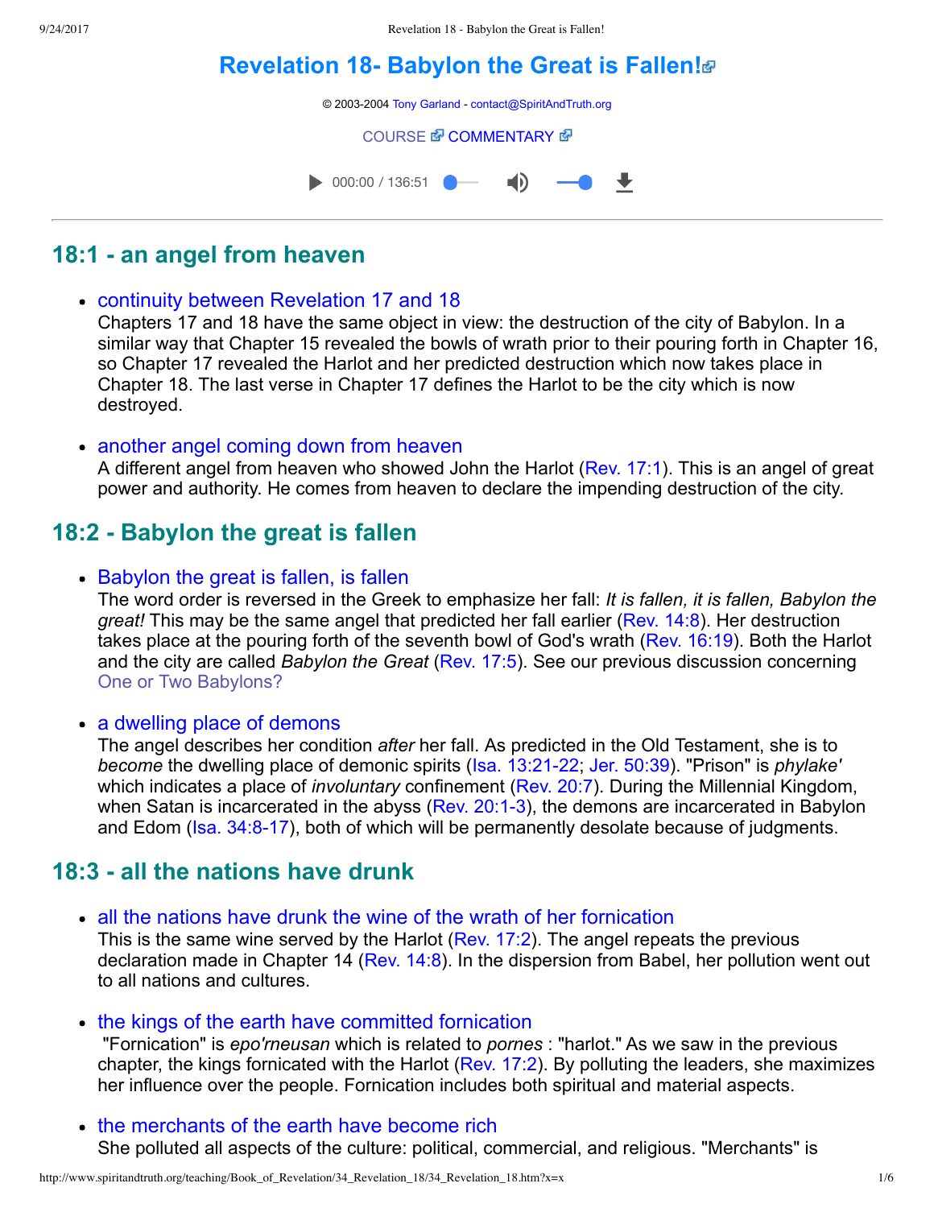# Revelation 18- Babylon the Great is Fallen!

© 2003-2004 Tony Garland - contact@SpiritAndTruth.org

COURSE COMMENTARY

000:00 / 136:51

## 18:1 - an angel from heaven

- continuity between Revelation 17 and 18
  Chapters 17 and 18 have the same object in view: the destruction of the city of Babylon. In a similar way that Chapter 15 revealed the bowls of wrath prior to their pouring forth in Chapter 16, so Chapter 17 revealed the Harlot and her predicted destruction which now takes place in Chapter 18. The last verse in Chapter 17 defines the Harlot to be the city which is now destroyed.

- another angel coming down from heaven
  A different angel from heaven who showed John the Harlot (Rev. 17:1). This is an angel of great power and authority. He comes from heaven to declare the impending destruction of the city.

## 18:2 - Babylon the great is fallen

- Babylon the great is fallen, is fallen
  The word order is reversed in the Greek to emphasize her fall: *It is fallen, it is fallen, Babylon the great!* This may be the same angel that predicted her fall earlier (Rev. 14:8). Her destruction takes place at the pouring forth of the seventh bowl of God's wrath (Rev. 16:19). Both the Harlot and the city are called *Babylon the Great* (Rev. 17:5). See our previous discussion concerning One or Two Babylons?

- a dwelling place of demons
  The angel describes her condition *after* her fall. As predicted in the Old Testament, she is to *become* the dwelling place of demonic spirits (Isa. 13:21-22; Jer. 50:39). "Prison" is *phylake'* which indicates a place of *involuntary* confinement (Rev. 20:7). During the Millennial Kingdom, when Satan is incarcerated in the abyss (Rev. 20:1-3), the demons are incarcerated in Babylon and Edom (Isa. 34:8-17), both of which will be permanently desolate because of judgments.

## 18:3 - all the nations have drunk

- all the nations have drunk the wine of the wrath of her fornication
  This is the same wine served by the Harlot (Rev. 17:2). The angel repeats the previous declaration made in Chapter 14 (Rev. 14:8). In the dispersion from Babel, her pollution went out to all nations and cultures.

- the kings of the earth have committed fornication
  "Fornication" is *epo'rneusan* which is related to *pornes* : "harlot." As we saw in the previous chapter, the kings fornicated with the Harlot (Rev. 17:2). By polluting the leaders, she maximizes her influence over the people. Fornication includes both spiritual and material aspects.

- the merchants of the earth have become rich
  She polluted all aspects of the culture: political, commercial, and religious. "Merchants" is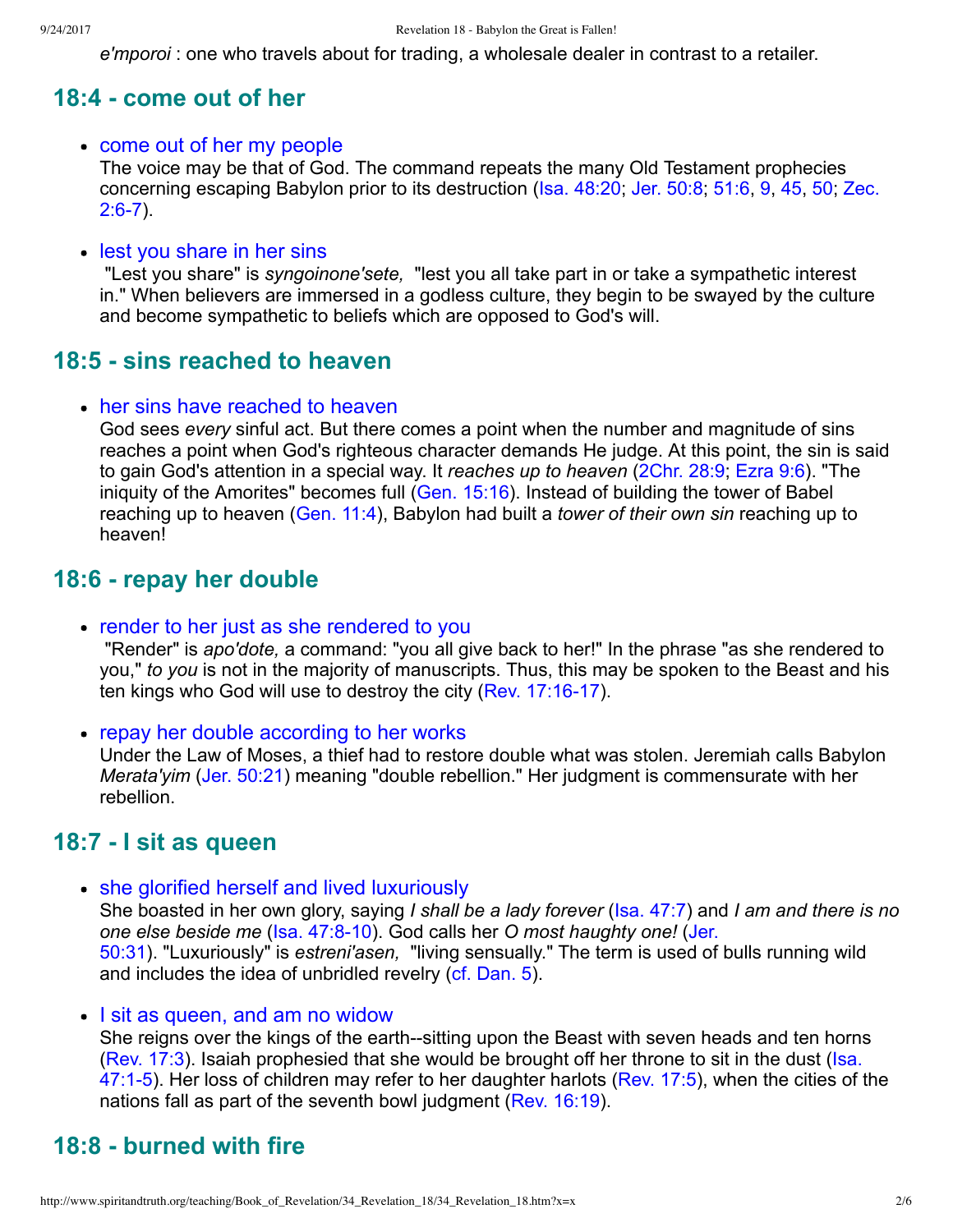*e'mporoi* : one who travels about for trading, a wholesale dealer in contrast to a retailer.

## 18:4 - come out of her

- come out of her my people
  The voice may be that of God. The command repeats the many Old Testament prophecies concerning escaping Babylon prior to its destruction (Isa. 48:20; Jer. 50:8; 51:6, 9, 45, 50; Zec. 2:6-7).

- lest you share in her sins
  "Lest you share" is *syngoinone'sete,* "lest you all take part in or take a sympathetic interest in." When believers are immersed in a godless culture, they begin to be swayed by the culture and become sympathetic to beliefs which are opposed to God's will.

## 18:5 - sins reached to heaven

- her sins have reached to heaven
  God sees *every* sinful act. But there comes a point when the number and magnitude of sins reaches a point when God's righteous character demands He judge. At this point, the sin is said to gain God's attention in a special way. It *reaches up to heaven* (2Chr. 28:9; Ezra 9:6). "The iniquity of the Amorites" becomes full (Gen. 15:16). Instead of building the tower of Babel reaching up to heaven (Gen. 11:4), Babylon had built a *tower of their own sin* reaching up to heaven!

## 18:6 - repay her double

- render to her just as she rendered to you
  "Render" is *apo'dote,* a command: "you all give back to her!" In the phrase "as she rendered to you," *to you* is not in the majority of manuscripts. Thus, this may be spoken to the Beast and his ten kings who God will use to destroy the city (Rev. 17:16-17).

- repay her double according to her works
  Under the Law of Moses, a thief had to restore double what was stolen. Jeremiah calls Babylon *Merata'yim* (Jer. 50:21) meaning "double rebellion." Her judgment is commensurate with her rebellion.

## 18:7 - I sit as queen

- she glorified herself and lived luxuriously
  She boasted in her own glory, saying *I shall be a lady forever* (Isa. 47:7) and *I am and there is no one else beside me* (Isa. 47:8-10). God calls her *O most haughty one!* (Jer. 50:31). "Luxuriously" is *estreni'asen,* "living sensually." The term is used of bulls running wild and includes the idea of unbridled revelry (cf. Dan. 5).

- I sit as queen, and am no widow
  She reigns over the kings of the earth--sitting upon the Beast with seven heads and ten horns (Rev. 17:3). Isaiah prophesied that she would be brought off her throne to sit in the dust (Isa. 47:1-5). Her loss of children may refer to her daughter harlots (Rev. 17:5), when the cities of the nations fall as part of the seventh bowl judgment (Rev. 16:19).

## 18:8 - burned with fire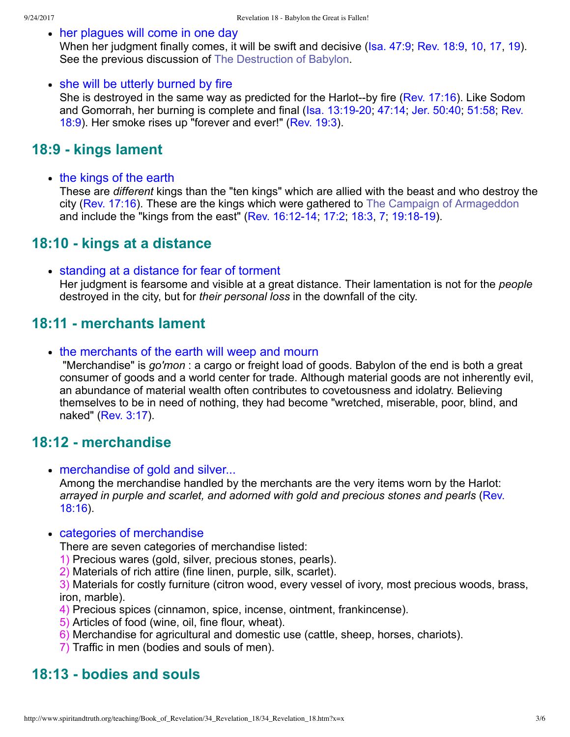- her plagues will come in one day
  When her judgment finally comes, it will be swift and decisive (Isa. 47:9; Rev. 18:9, 10, 17, 19). See the previous discussion of The Destruction of Babylon.

- she will be utterly burned by fire
  She is destroyed in the same way as predicted for the Harlot--by fire (Rev. 17:16). Like Sodom and Gomorrah, her burning is complete and final (Isa. 13:19-20; 47:14; Jer. 50:40; 51:58; Rev. 18:9). Her smoke rises up "forever and ever!" (Rev. 19:3).

## 18:9 - kings lament

- the kings of the earth
  These are *different* kings than the "ten kings" which are allied with the beast and who destroy the city (Rev. 17:16). These are the kings which were gathered to The Campaign of Armageddon and include the "kings from the east" (Rev. 16:12-14; 17:2; 18:3, 7; 19:18-19).

## 18:10 - kings at a distance

- standing at a distance for fear of torment
  Her judgment is fearsome and visible at a great distance. Their lamentation is not for the *people* destroyed in the city, but for *their personal loss* in the downfall of the city.

## 18:11 - merchants lament

- the merchants of the earth will weep and mourn
  "Merchandise" is *go'mon* : a cargo or freight load of goods. Babylon of the end is both a great consumer of goods and a world center for trade. Although material goods are not inherently evil, an abundance of material wealth often contributes to covetousness and idolatry. Believing themselves to be in need of nothing, they had become "wretched, miserable, poor, blind, and naked" (Rev. 3:17).

## 18:12 - merchandise

- merchandise of gold and silver...
  Among the merchandise handled by the merchants are the very items worn by the Harlot: *arrayed in purple and scarlet, and adorned with gold and precious stones and pearls* (Rev. 18:16).

- categories of merchandise
  There are seven categories of merchandise listed:
  1) Precious wares (gold, silver, precious stones, pearls).
  2) Materials of rich attire (fine linen, purple, silk, scarlet).
  3) Materials for costly furniture (citron wood, every vessel of ivory, most precious woods, brass, iron, marble).
  4) Precious spices (cinnamon, spice, incense, ointment, frankincense).
  5) Articles of food (wine, oil, fine flour, wheat).
  6) Merchandise for agricultural and domestic use (cattle, sheep, horses, chariots).
  7) Traffic in men (bodies and souls of men).

## 18:13 - bodies and souls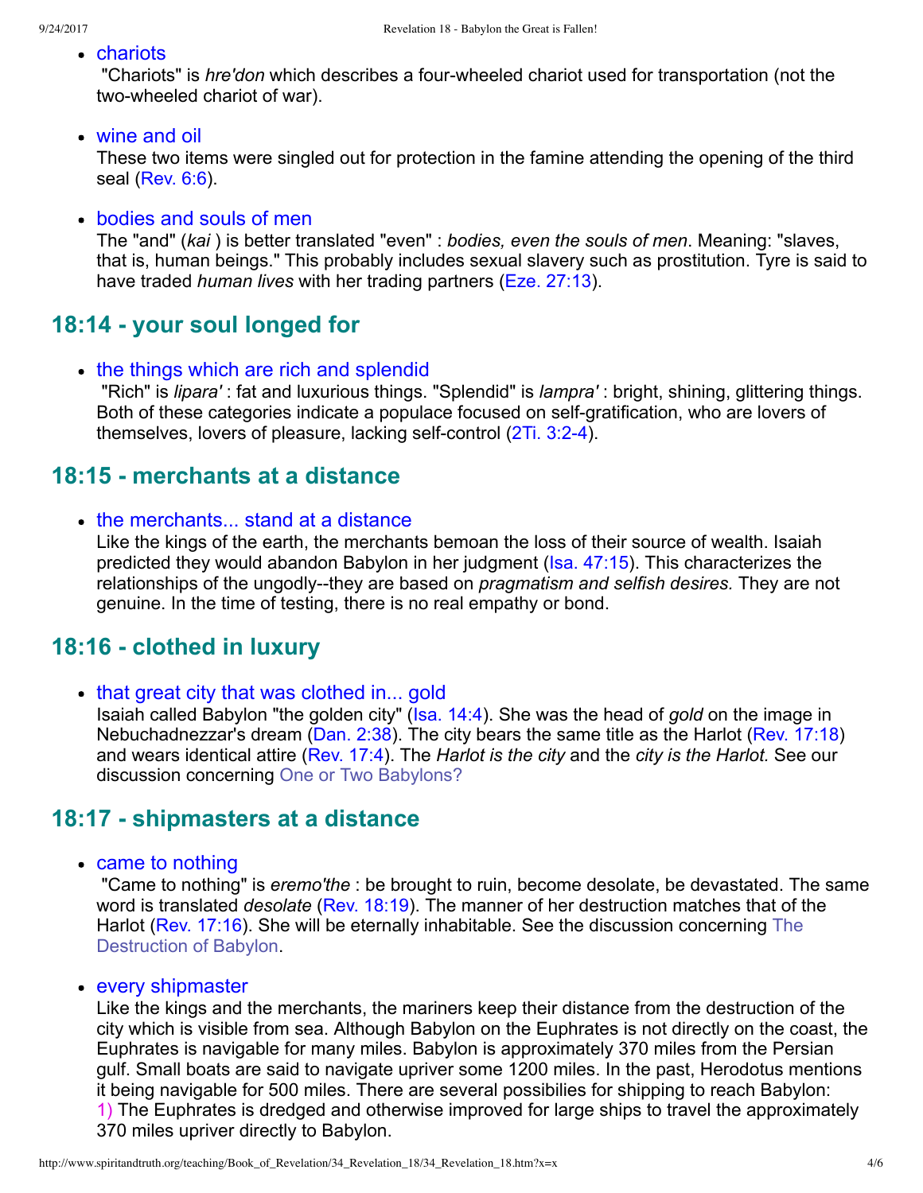- chariots
  "Chariots" is *hre'don* which describes a four-wheeled chariot used for transportation (not the two-wheeled chariot of war).

- wine and oil
  These two items were singled out for protection in the famine attending the opening of the third seal (Rev. 6:6).

- bodies and souls of men
  The "and" (*kai* ) is better translated "even" : *bodies, even the souls of men*. Meaning: "slaves, that is, human beings." This probably includes sexual slavery such as prostitution. Tyre is said to have traded *human lives* with her trading partners (Eze. 27:13).

## 18:14 - your soul longed for

- the things which are rich and splendid
  "Rich" is *lipara'* : fat and luxurious things. "Splendid" is *lampra'* : bright, shining, glittering things. Both of these categories indicate a populace focused on self-gratification, who are lovers of themselves, lovers of pleasure, lacking self-control (2Ti. 3:2-4).

## 18:15 - merchants at a distance

- the merchants... stand at a distance
  Like the kings of the earth, the merchants bemoan the loss of their source of wealth. Isaiah predicted they would abandon Babylon in her judgment (Isa. 47:15). This characterizes the relationships of the ungodly--they are based on *pragmatism and selfish desires.* They are not genuine. In the time of testing, there is no real empathy or bond.

## 18:16 - clothed in luxury

- that great city that was clothed in... gold
  Isaiah called Babylon "the golden city" (Isa. 14:4). She was the head of *gold* on the image in Nebuchadnezzar's dream (Dan. 2:38). The city bears the same title as the Harlot (Rev. 17:18) and wears identical attire (Rev. 17:4). The *Harlot is the city* and the *city is the Harlot.* See our discussion concerning One or Two Babylons?

## 18:17 - shipmasters at a distance

- came to nothing
  "Came to nothing" is *eremo'the* : be brought to ruin, become desolate, be devastated. The same word is translated *desolate* (Rev. 18:19). The manner of her destruction matches that of the Harlot (Rev. 17:16). She will be eternally inhabitable. See the discussion concerning The Destruction of Babylon.

- every shipmaster
  Like the kings and the merchants, the mariners keep their distance from the destruction of the city which is visible from sea. Although Babylon on the Euphrates is not directly on the coast, the Euphrates is navigable for many miles. Babylon is approximately 370 miles from the Persian gulf. Small boats are said to navigate upriver some 1200 miles. In the past, Herodotus mentions it being navigable for 500 miles. There are several possibilies for shipping to reach Babylon:
  1) The Euphrates is dredged and otherwise improved for large ships to travel the approximately 370 miles upriver directly to Babylon.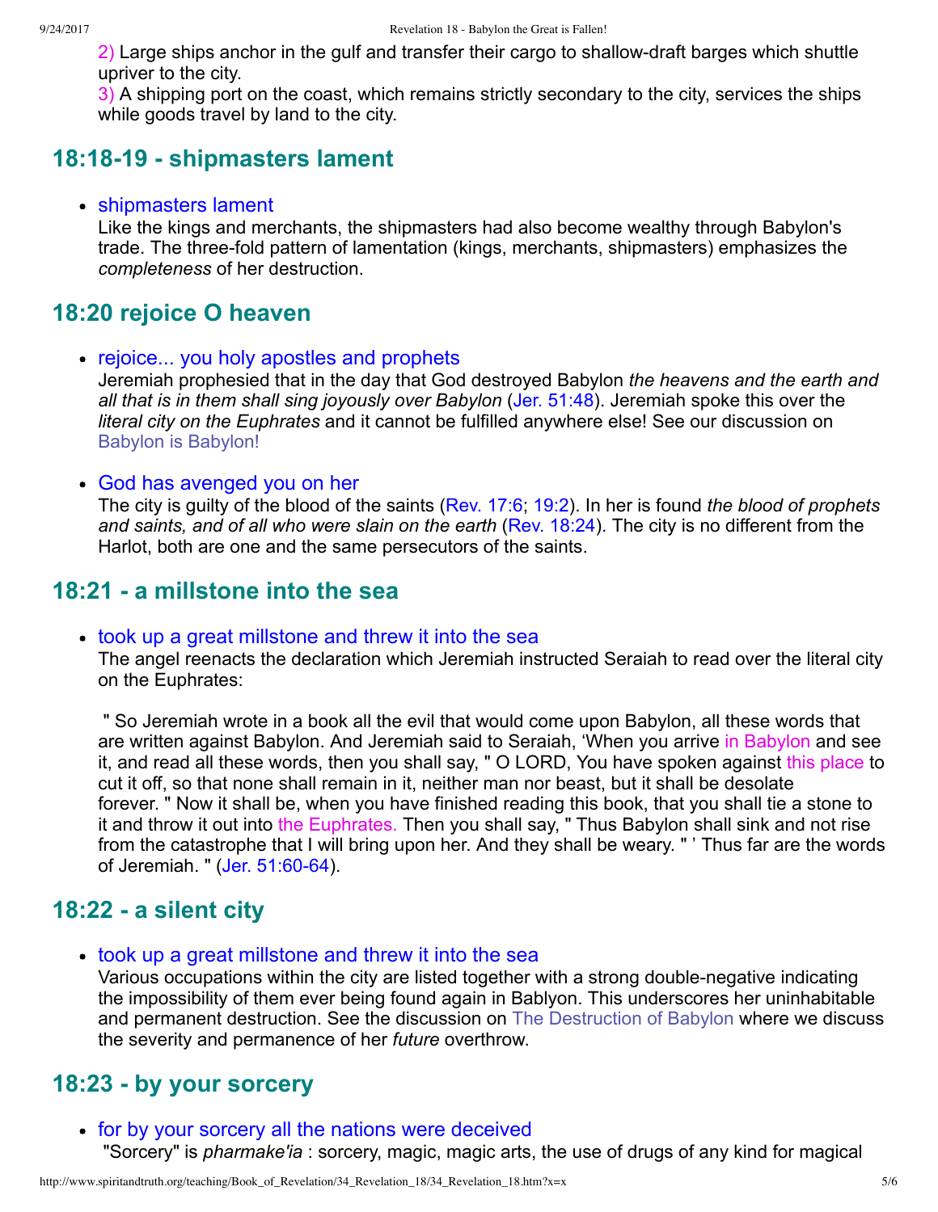2) Large ships anchor in the gulf and transfer their cargo to shallow-draft barges which shuttle upriver to the city.
3) A shipping port on the coast, which remains strictly secondary to the city, services the ships while goods travel by land to the city.

## 18:18-19 - shipmasters lament

- shipmasters lament
  Like the kings and merchants, the shipmasters had also become wealthy through Babylon's trade. The three-fold pattern of lamentation (kings, merchants, shipmasters) emphasizes the *completeness* of her destruction.

## 18:20 rejoice O heaven

- rejoice... you holy apostles and prophets
  Jeremiah prophesied that in the day that God destroyed Babylon *the heavens and the earth and all that is in them shall sing joyously over Babylon* (Jer. 51:48). Jeremiah spoke this over the *literal city on the Euphrates* and it cannot be fulfilled anywhere else! See our discussion on Babylon is Babylon!

- God has avenged you on her
  The city is guilty of the blood of the saints (Rev. 17:6; 19:2). In her is found *the blood of prophets and saints, and of all who were slain on the earth* (Rev. 18:24). The city is no different from the Harlot, both are one and the same persecutors of the saints.

## 18:21 - a millstone into the sea

- took up a great millstone and threw it into the sea
  The angel reenacts the declaration which Jeremiah instructed Seraiah to read over the literal city on the Euphrates:

  " So Jeremiah wrote in a book all the evil that would come upon Babylon, all these words that are written against Babylon. And Jeremiah said to Seraiah, 'When you arrive in Babylon and see it, and read all these words, then you shall say, " O LORD, You have spoken against this place to cut it off, so that none shall remain in it, neither man nor beast, but it shall be desolate forever. " Now it shall be, when you have finished reading this book, that you shall tie a stone to it and throw it out into the Euphrates. Then you shall say, " Thus Babylon shall sink and not rise from the catastrophe that I will bring upon her. And they shall be weary. " ' Thus far are the words of Jeremiah. " (Jer. 51:60-64).

## 18:22 - a silent city

- took up a great millstone and threw it into the sea
  Various occupations within the city are listed together with a strong double-negative indicating the impossibility of them ever being found again in Bablyon. This underscores her uninhabitable and permanent destruction. See the discussion on The Destruction of Babylon where we discuss the severity and permanence of her *future* overthrow.

## 18:23 - by your sorcery

- for by your sorcery all the nations were deceived
  "Sorcery" is *pharmake'ia* : sorcery, magic, magic arts, the use of drugs of any kind for magical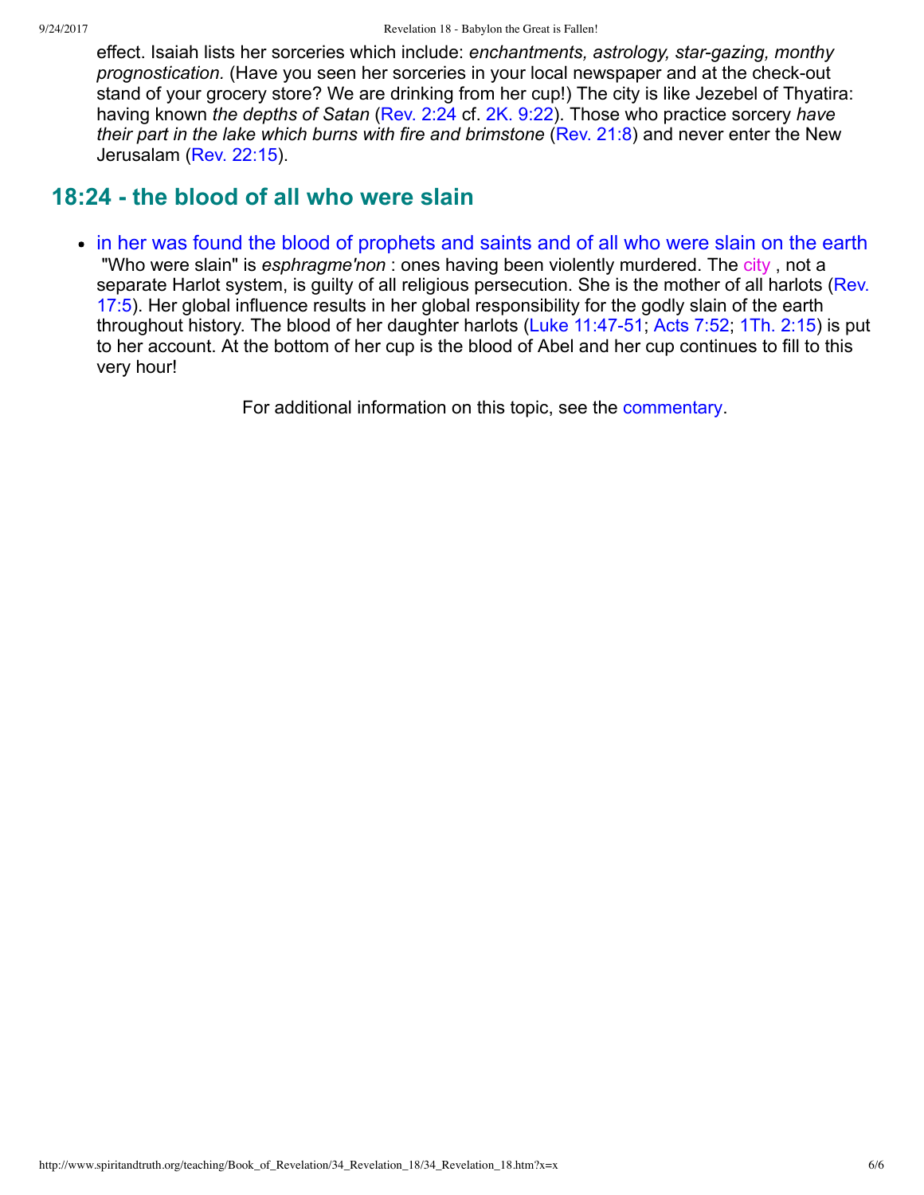effect. Isaiah lists her sorceries which include: *enchantments, astrology, star-gazing, monthy prognostication.* (Have you seen her sorceries in your local newspaper and at the check-out stand of your grocery store? We are drinking from her cup!) The city is like Jezebel of Thyatira: having known *the depths of Satan* (Rev. 2:24 cf. 2K. 9:22). Those who practice sorcery *have their part in the lake which burns with fire and brimstone* (Rev. 21:8) and never enter the New Jerusalam (Rev. 22:15).

## 18:24 - the blood of all who were slain

- in her was found the blood of prophets and saints and of all who were slain on the earth
  "Who were slain" is *esphragme'non* : ones having been violently murdered. The city , not a separate Harlot system, is guilty of all religious persecution. She is the mother of all harlots (Rev. 17:5). Her global influence results in her global responsibility for the godly slain of the earth throughout history. The blood of her daughter harlots (Luke 11:47-51; Acts 7:52; 1Th. 2:15) is put to her account. At the bottom of her cup is the blood of Abel and her cup continues to fill to this very hour!

For additional information on this topic, see the commentary.